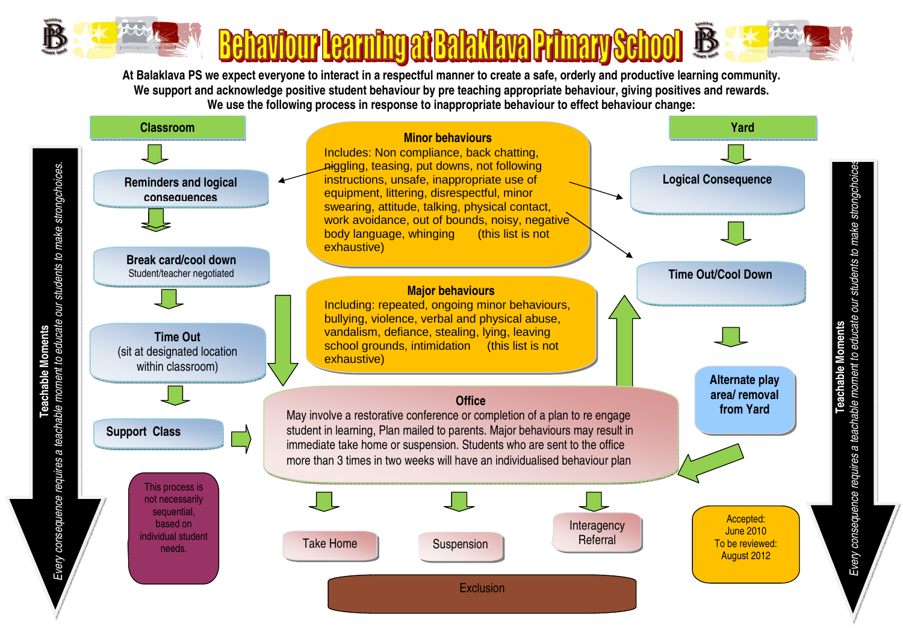# Behaviour Learning at Balaklava Primary School

**At Balaklava PS we expect everyone to interact in a respectful manner to create a safe, orderly and productive learning community. We support and acknowledge positive student behaviour by pre teaching appropriate behaviour, giving positives and rewards. We use the following process in response to inappropriate behaviour to effect behaviour change:**

## Classroom

- **Reminders and logical consequences**
- **Break card/cool down** – Student/teacher negotiated
- **Time Out** (sit at designated location within classroom)
- **Support Class**

## Minor behaviours

Includes: Non compliance, back chatting, niggling, teasing, put downs, not following instructions, unsafe, inappropriate use of equipment, littering, disrespectful, minor swearing, attitude, talking, physical contact, work avoidance, out of bounds, noisy, negative body language, whinging (this list is not exhaustive)

## Major behaviours

Including: repeated, ongoing minor behaviours, bullying, violence, verbal and physical abuse, vandalism, defiance, stealing, lying, leaving school grounds, intimidation (this list is not exhaustive)

## Yard

- **Logical Consequence**
- **Time Out/Cool Down**
- **Alternate play area/ removal from Yard**

## Office

May involve a restorative conference or completion of a plan to re engage student in learning, Plan mailed to parents. Major behaviours may result in immediate take home or suspension. Students who are sent to the office more than 3 times in two weeks will have an individualised behaviour plan

- Take Home
- Suspension
- Interagency Referral

Exclusion

This process is not necessarily sequential, based on individual student needs.

**Teachable Moments**

*Every consequence requires a teachable moment to educate our students to make strongchoices.*

Accepted: June 2010
To be reviewed: August 2012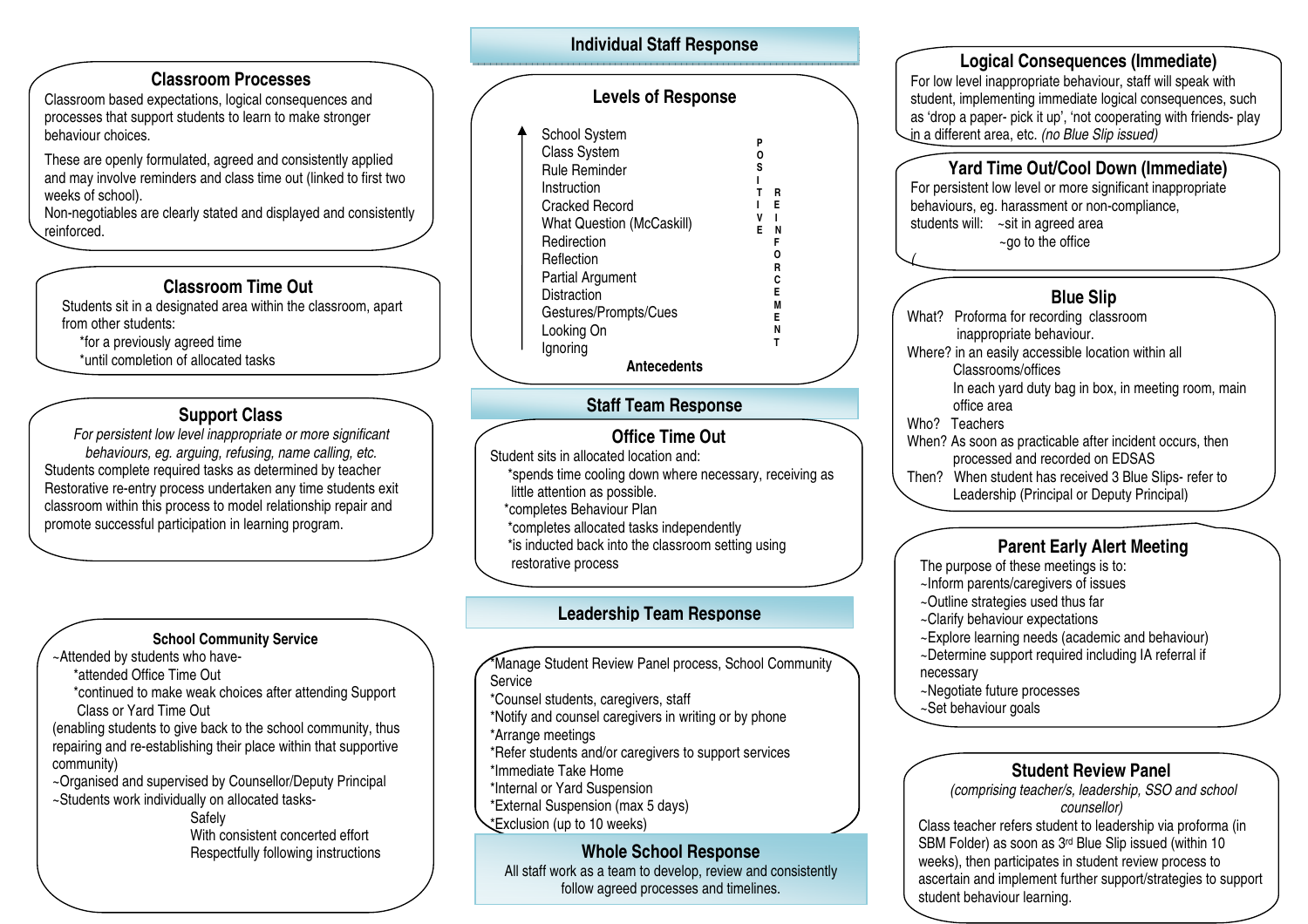## Classroom Processes

Classroom based expectations, logical consequences and processes that support students to learn to make stronger behaviour choices.

These are openly formulated, agreed and consistently applied and may involve reminders and class time out (linked to first two weeks of school).
Non-negotiables are clearly stated and displayed and consistently reinforced.

## Classroom Time Out

Students sit in a designated area within the classroom, apart from other students:

*for a previously agreed time
*until completion of allocated tasks

## Support Class

*For persistent low level inappropriate or more significant behaviours, eg. arguing, refusing, name calling, etc.*
Students complete required tasks as determined by teacher
Restorative re-entry process undertaken any time students exit classroom within this process to model relationship repair and promote successful participation in learning program.

### School Community Service

~Attended by students who have-
*attended Office Time Out
*continued to make weak choices after attending Support Class or Yard Time Out
(enabling students to give back to the school community, thus repairing and re-establishing their place within that supportive community)
~Organised and supervised by Counsellor/Deputy Principal
~Students work individually on allocated tasks-
Safely
With consistent concerted effort
Respectfully following instructions

## Individual Staff Response

### Levels of Response

↑ POSITIVE REINFORCEMENT

- School System
- Class System
- Rule Reminder
- Instruction
- Cracked Record
- What Question (McCaskill)
- Redirection
- Reflection
- Partial Argument
- Distraction
- Gestures/Prompts/Cues
- Looking On
- Ignoring

**Antecedents**

## Staff Team Response

### Office Time Out

Student sits in allocated location and:
*spends time cooling down where necessary, receiving as little attention as possible.
*completes Behaviour Plan
*completes allocated tasks independently
*is inducted back into the classroom setting using restorative process

## Leadership Team Response

*Manage Student Review Panel process, School Community Service
*Counsel students, caregivers, staff
*Notify and counsel caregivers in writing or by phone
*Arrange meetings
*Refer students and/or caregivers to support services
*Immediate Take Home
*Internal or Yard Suspension
*External Suspension (max 5 days)
*Exclusion (up to 10 weeks)

## Whole School Response

All staff work as a team to develop, review and consistently follow agreed processes and timelines.

## Logical Consequences (Immediate)

For low level inappropriate behaviour, staff will speak with student, implementing immediate logical consequences, such as 'drop a paper- pick it up', 'not cooperating with friends- play in a different area, etc. *(no Blue Slip issued)*

## Yard Time Out/Cool Down (Immediate)

For persistent low level or more significant inappropriate behaviours, eg. harassment or non-compliance, students will: ~sit in agreed area
~go to the office

## Blue Slip

What? Proforma for recording classroom inappropriate behaviour.
Where? in an easily accessible location within all Classrooms/offices
In each yard duty bag in box, in meeting room, main office area
Who? Teachers
When? As soon as practicable after incident occurs, then processed and recorded on EDSAS
Then? When student has received 3 Blue Slips- refer to Leadership (Principal or Deputy Principal)

## Parent Early Alert Meeting

The purpose of these meetings is to:
~Inform parents/caregivers of issues
~Outline strategies used thus far
~Clarify behaviour expectations
~Explore learning needs (academic and behaviour)
~Determine support required including IA referral if necessary
~Negotiate future processes
~Set behaviour goals

## Student Review Panel

*(comprising teacher/s, leadership, SSO and school counsellor)*
Class teacher refers student to leadership via proforma (in SBM Folder) as soon as 3rd Blue Slip issued (within 10 weeks), then participates in student review process to ascertain and implement further support/strategies to support student behaviour learning.